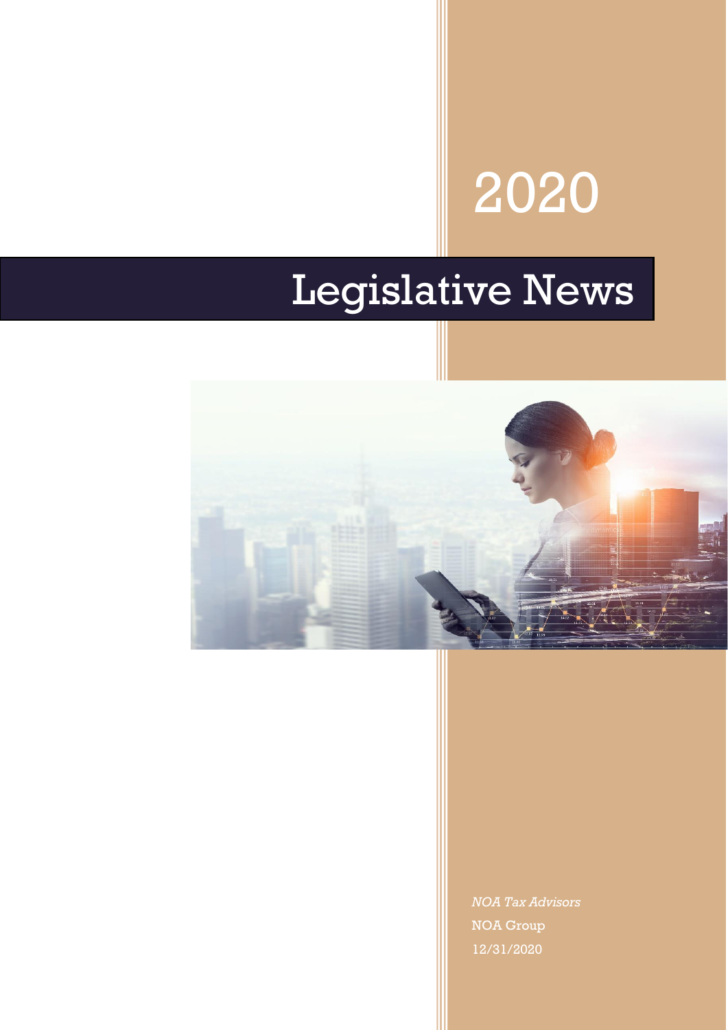2020

# Legislative News

*NOA Tax Advisors*

NOA Group

12/31/2020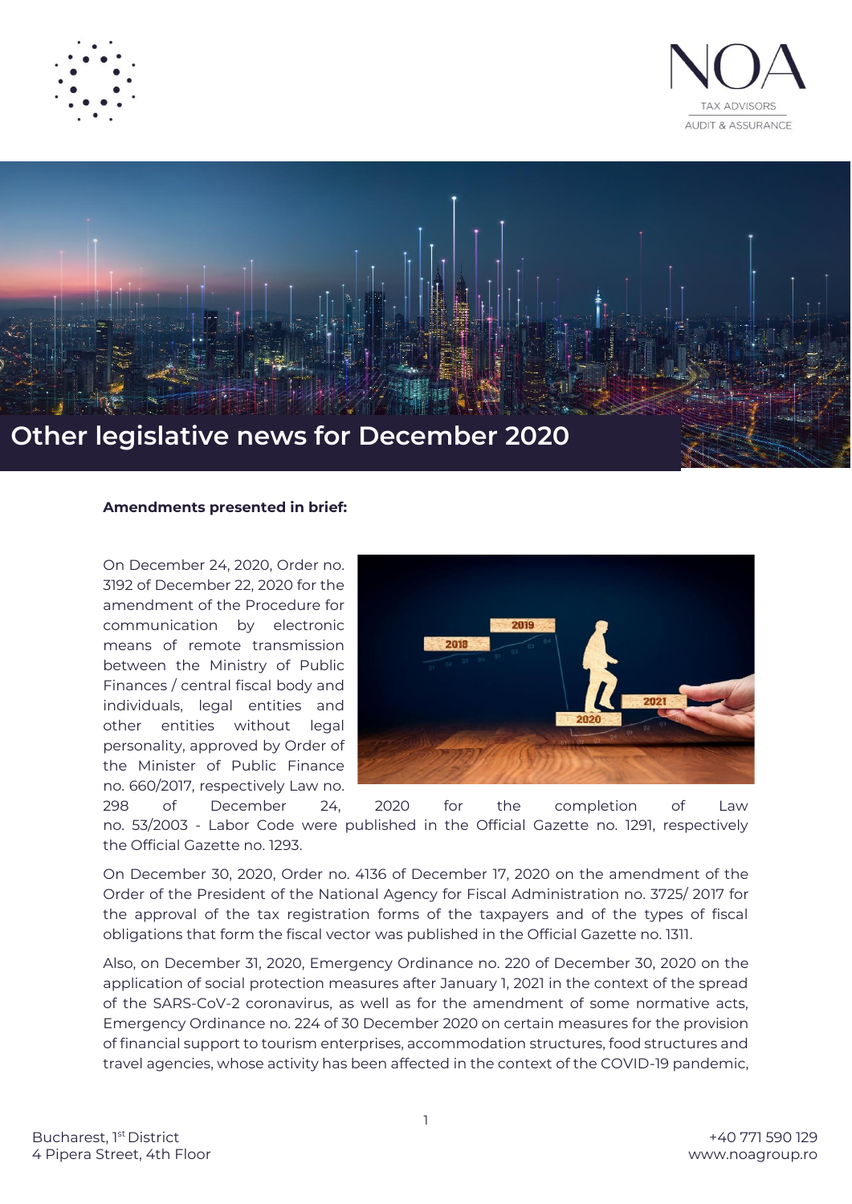# Other legislative news for December 2020

**Amendments presented in brief:**

On December 24, 2020, Order no. 3192 of December 22, 2020 for the amendment of the Procedure for communication by electronic means of remote transmission between the Ministry of Public Finances / central fiscal body and individuals, legal entities and other entities without legal personality, approved by Order of the Minister of Public Finance no. 660/2017, respectively Law no. 298 of December 24, 2020 for the completion of Law no. 53/2003 - Labor Code were published in the Official Gazette no. 1291, respectively the Official Gazette no. 1293.

On December 30, 2020, Order no. 4136 of December 17, 2020 on the amendment of the Order of the President of the National Agency for Fiscal Administration no. 3725/ 2017 for the approval of the tax registration forms of the taxpayers and of the types of fiscal obligations that form the fiscal vector was published in the Official Gazette no. 1311.

Also, on December 31, 2020, Emergency Ordinance no. 220 of December 30, 2020 on the application of social protection measures after January 1, 2021 in the context of the spread of the SARS-CoV-2 coronavirus, as well as for the amendment of some normative acts, Emergency Ordinance no. 224 of 30 December 2020 on certain measures for the provision of financial support to tourism enterprises, accommodation structures, food structures and travel agencies, whose activity has been affected in the context of the COVID-19 pandemic,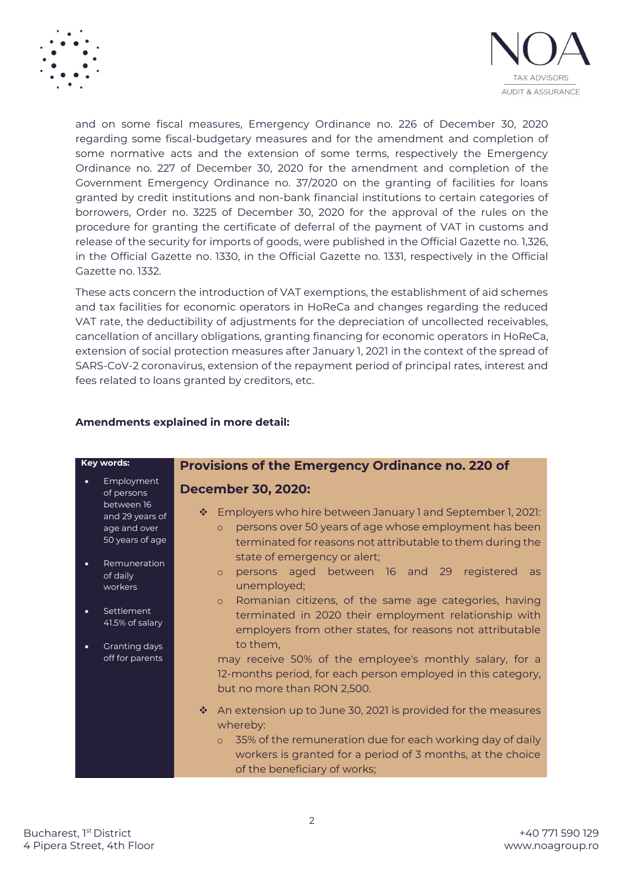and on some fiscal measures, Emergency Ordinance no. 226 of December 30, 2020 regarding some fiscal-budgetary measures and for the amendment and completion of some normative acts and the extension of some terms, respectively the Emergency Ordinance no. 227 of December 30, 2020 for the amendment and completion of the Government Emergency Ordinance no. 37/2020 on the granting of facilities for loans granted by credit institutions and non-bank financial institutions to certain categories of borrowers, Order no. 3225 of December 30, 2020 for the approval of the rules on the procedure for granting the certificate of deferral of the payment of VAT in customs and release of the security for imports of goods, were published in the Official Gazette no. 1,326, in the Official Gazette no. 1330, in the Official Gazette no. 1331, respectively in the Official Gazette no. 1332.

These acts concern the introduction of VAT exemptions, the establishment of aid schemes and tax facilities for economic operators in HoReCa and changes regarding the reduced VAT rate, the deductibility of adjustments for the depreciation of uncollected receivables, cancellation of ancillary obligations, granting financing for economic operators in HoReCa, extension of social protection measures after January 1, 2021 in the context of the spread of SARS-CoV-2 coronavirus, extension of the repayment period of principal rates, interest and fees related to loans granted by creditors, etc.

**Amendments explained in more detail:**

**Key words:**

- Employment of persons between 16 and 29 years of age and over 50 years of age
- Remuneration of daily workers
- Settlement 41.5% of salary
- Granting days off for parents

## Provisions of the Emergency Ordinance no. 220 of December 30, 2020:

- Employers who hire between January 1 and September 1, 2021:
  - persons over 50 years of age whose employment has been terminated for reasons not attributable to them during the state of emergency or alert;
  - persons aged between 16 and 29 registered as unemployed;
  - Romanian citizens, of the same age categories, having terminated in 2020 their employment relationship with employers from other states, for reasons not attributable to them,

  may receive 50% of the employee's monthly salary, for a 12-months period, for each person employed in this category, but no more than RON 2,500.

- An extension up to June 30, 2021 is provided for the measures whereby:
  - 35% of the remuneration due for each working day of daily workers is granted for a period of 3 months, at the choice of the beneficiary of works;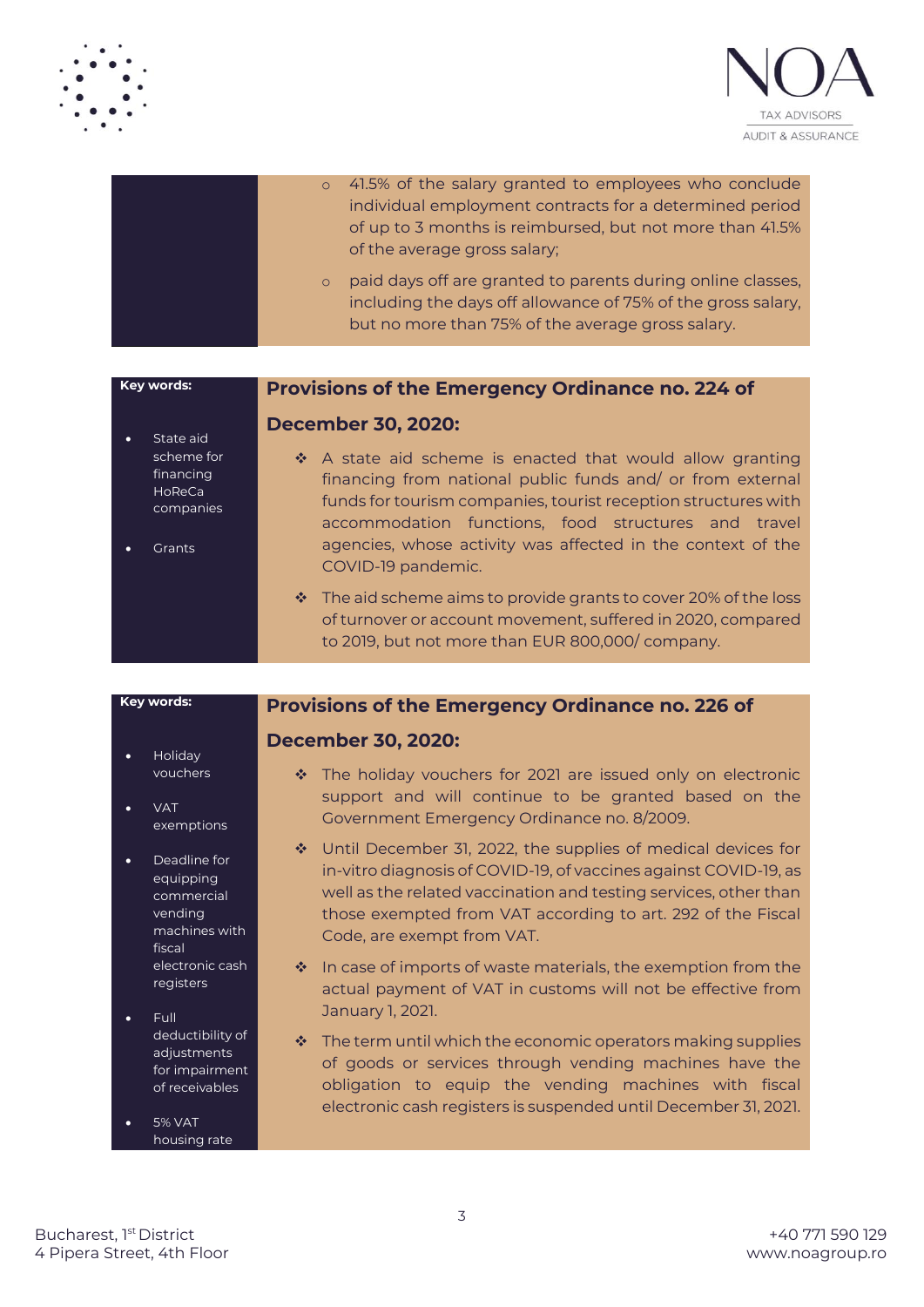- 41.5% of the salary granted to employees who conclude individual employment contracts for a determined period of up to 3 months is reimbursed, but not more than 41.5% of the average gross salary;
- paid days off are granted to parents during online classes, including the days off allowance of 75% of the gross salary, but no more than 75% of the average gross salary.

**Key words:**

- State aid scheme for financing HoReCa companies
- Grants

## Provisions of the Emergency Ordinance no. 224 of December 30, 2020:

- A state aid scheme is enacted that would allow granting financing from national public funds and/ or from external funds for tourism companies, tourist reception structures with accommodation functions, food structures and travel agencies, whose activity was affected in the context of the COVID-19 pandemic.
- The aid scheme aims to provide grants to cover 20% of the loss of turnover or account movement, suffered in 2020, compared to 2019, but not more than EUR 800,000/ company.

**Key words:**

- Holiday vouchers
- VAT exemptions
- Deadline for equipping commercial vending machines with fiscal electronic cash registers
- Full deductibility of adjustments for impairment of receivables
- 5% VAT housing rate

## Provisions of the Emergency Ordinance no. 226 of December 30, 2020:

- The holiday vouchers for 2021 are issued only on electronic support and will continue to be granted based on the Government Emergency Ordinance no. 8/2009.
- Until December 31, 2022, the supplies of medical devices for in-vitro diagnosis of COVID-19, of vaccines against COVID-19, as well as the related vaccination and testing services, other than those exempted from VAT according to art. 292 of the Fiscal Code, are exempt from VAT.
- In case of imports of waste materials, the exemption from the actual payment of VAT in customs will not be effective from January 1, 2021.
- The term until which the economic operators making supplies of goods or services through vending machines have the obligation to equip the vending machines with fiscal electronic cash registers is suspended until December 31, 2021.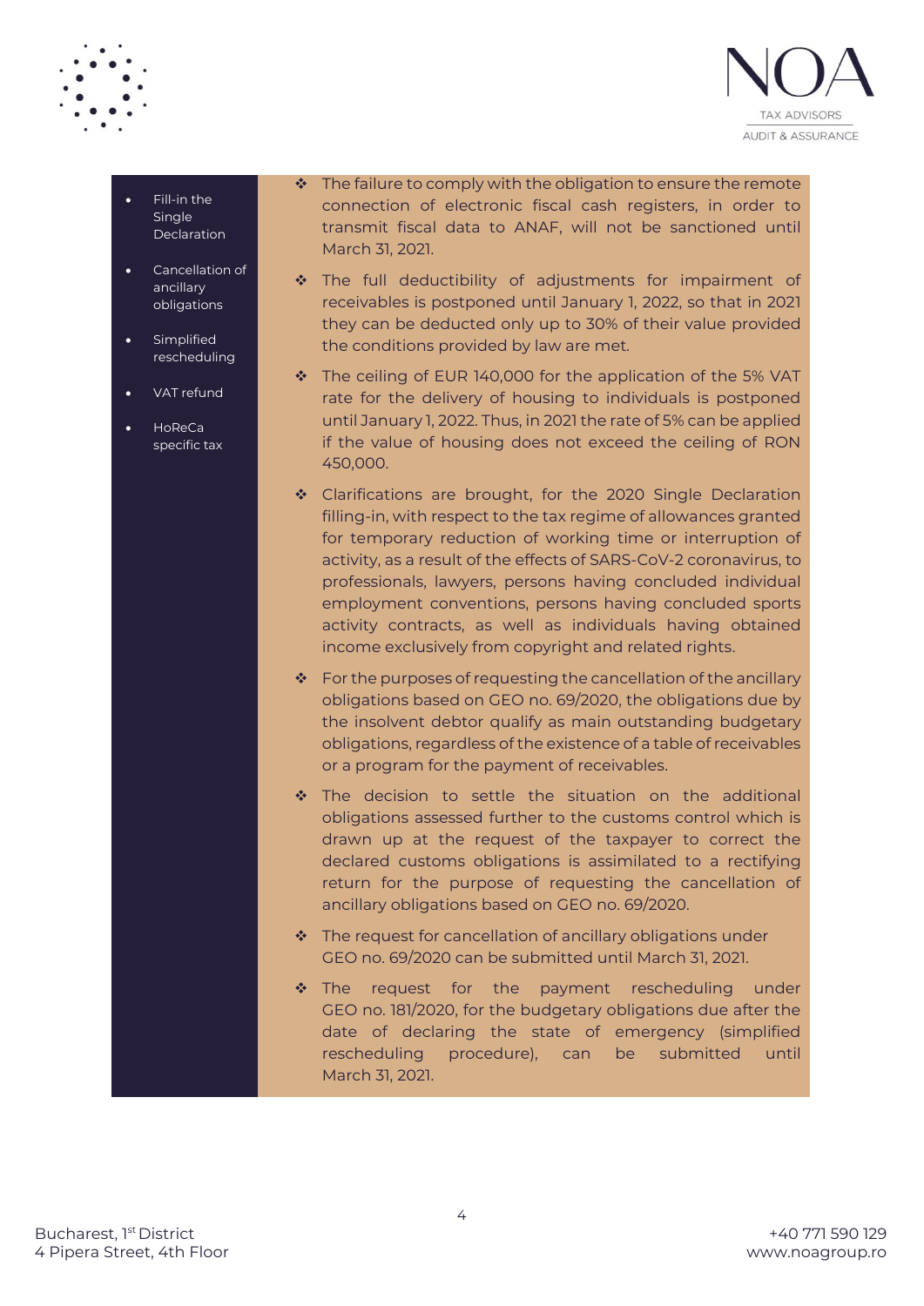- Fill-in the Single Declaration
- Cancellation of ancillary obligations
- Simplified rescheduling
- VAT refund
- HoReCa specific tax

❖ The failure to comply with the obligation to ensure the remote connection of electronic fiscal cash registers, in order to transmit fiscal data to ANAF, will not be sanctioned until March 31, 2021.

❖ The full deductibility of adjustments for impairment of receivables is postponed until January 1, 2022, so that in 2021 they can be deducted only up to 30% of their value provided the conditions provided by law are met.

❖ The ceiling of EUR 140,000 for the application of the 5% VAT rate for the delivery of housing to individuals is postponed until January 1, 2022. Thus, in 2021 the rate of 5% can be applied if the value of housing does not exceed the ceiling of RON 450,000.

❖ Clarifications are brought, for the 2020 Single Declaration filling-in, with respect to the tax regime of allowances granted for temporary reduction of working time or interruption of activity, as a result of the effects of SARS-CoV-2 coronavirus, to professionals, lawyers, persons having concluded individual employment conventions, persons having concluded sports activity contracts, as well as individuals having obtained income exclusively from copyright and related rights.

❖ For the purposes of requesting the cancellation of the ancillary obligations based on GEO no. 69/2020, the obligations due by the insolvent debtor qualify as main outstanding budgetary obligations, regardless of the existence of a table of receivables or a program for the payment of receivables.

❖ The decision to settle the situation on the additional obligations assessed further to the customs control which is drawn up at the request of the taxpayer to correct the declared customs obligations is assimilated to a rectifying return for the purpose of requesting the cancellation of ancillary obligations based on GEO no. 69/2020.

❖ The request for cancellation of ancillary obligations under GEO no. 69/2020 can be submitted until March 31, 2021.

❖ The request for the payment rescheduling under GEO no. 181/2020, for the budgetary obligations due after the date of declaring the state of emergency (simplified rescheduling procedure), can be submitted until March 31, 2021.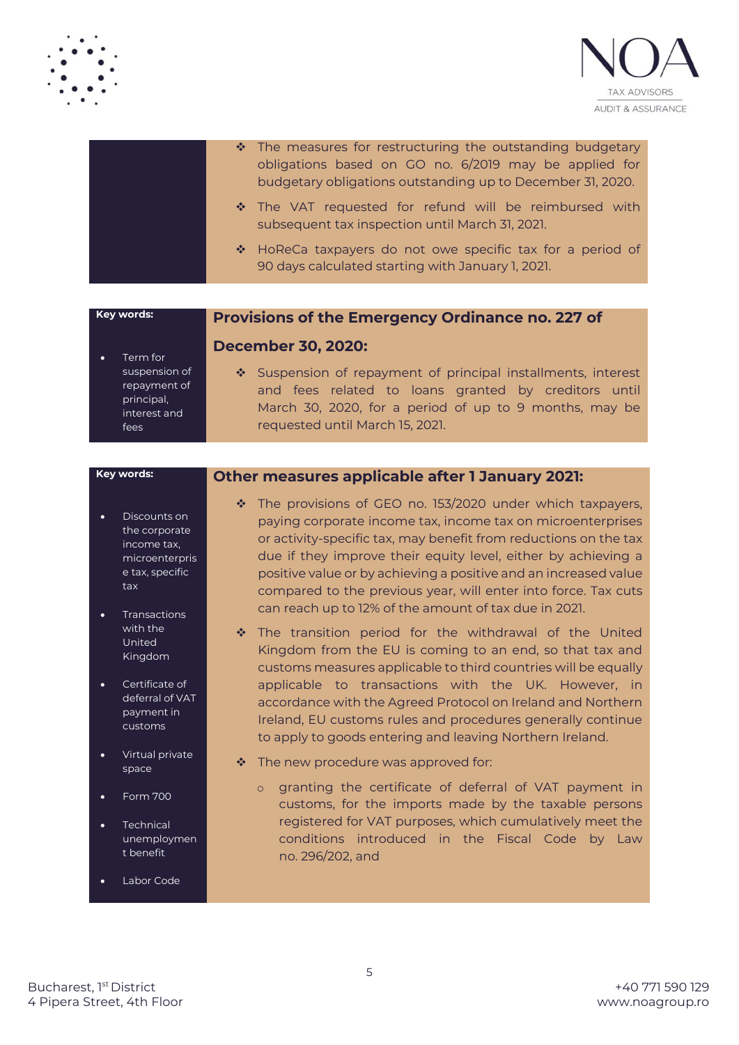- The measures for restructuring the outstanding budgetary obligations based on GO no. 6/2019 may be applied for budgetary obligations outstanding up to December 31, 2020.
- The VAT requested for refund will be reimbursed with subsequent tax inspection until March 31, 2021.
- HoReCa taxpayers do not owe specific tax for a period of 90 days calculated starting with January 1, 2021.

**Key words:**

- Term for suspension of repayment of principal, interest and fees

## Provisions of the Emergency Ordinance no. 227 of December 30, 2020:

- Suspension of repayment of principal installments, interest and fees related to loans granted by creditors until March 30, 2020, for a period of up to 9 months, may be requested until March 15, 2021.

**Key words:**

- Discounts on the corporate income tax, microenterprise tax, specific tax
- Transactions with the United Kingdom
- Certificate of deferral of VAT payment in customs
- Virtual private space
- Form 700
- Technical unemployment benefit
- Labor Code

## Other measures applicable after 1 January 2021:

- The provisions of GEO no. 153/2020 under which taxpayers, paying corporate income tax, income tax on microenterprises or activity-specific tax, may benefit from reductions on the tax due if they improve their equity level, either by achieving a positive value or by achieving a positive and an increased value compared to the previous year, will enter into force. Tax cuts can reach up to 12% of the amount of tax due in 2021.
- The transition period for the withdrawal of the United Kingdom from the EU is coming to an end, so that tax and customs measures applicable to third countries will be equally applicable to transactions with the UK. However, in accordance with the Agreed Protocol on Ireland and Northern Ireland, EU customs rules and procedures generally continue to apply to goods entering and leaving Northern Ireland.
- The new procedure was approved for:
  - granting the certificate of deferral of VAT payment in customs, for the imports made by the taxable persons registered for VAT purposes, which cumulatively meet the conditions introduced in the Fiscal Code by Law no. 296/202, and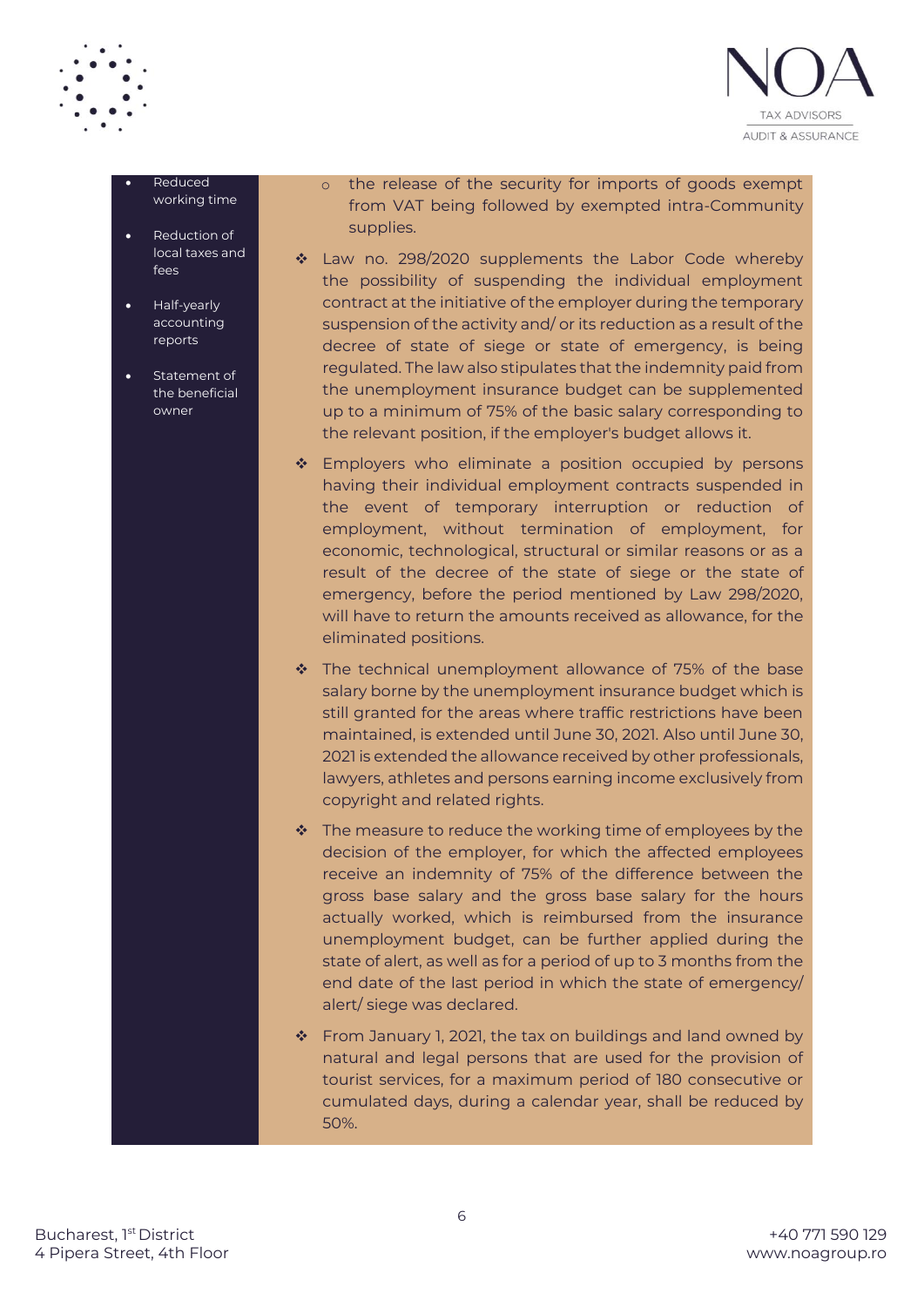- Reduced working time
- Reduction of local taxes and fees
- Half-yearly accounting reports
- Statement of the beneficial owner

  - the release of the security for imports of goods exempt from VAT being followed by exempted intra-Community supplies.

- Law no. 298/2020 supplements the Labor Code whereby the possibility of suspending the individual employment contract at the initiative of the employer during the temporary suspension of the activity and/ or its reduction as a result of the decree of state of siege or state of emergency, is being regulated. The law also stipulates that the indemnity paid from the unemployment insurance budget can be supplemented up to a minimum of 75% of the basic salary corresponding to the relevant position, if the employer's budget allows it.

- Employers who eliminate a position occupied by persons having their individual employment contracts suspended in the event of temporary interruption or reduction of employment, without termination of employment, for economic, technological, structural or similar reasons or as a result of the decree of the state of siege or the state of emergency, before the period mentioned by Law 298/2020, will have to return the amounts received as allowance, for the eliminated positions.

- The technical unemployment allowance of 75% of the base salary borne by the unemployment insurance budget which is still granted for the areas where traffic restrictions have been maintained, is extended until June 30, 2021. Also until June 30, 2021 is extended the allowance received by other professionals, lawyers, athletes and persons earning income exclusively from copyright and related rights.

- The measure to reduce the working time of employees by the decision of the employer, for which the affected employees receive an indemnity of 75% of the difference between the gross base salary and the gross base salary for the hours actually worked, which is reimbursed from the insurance unemployment budget, can be further applied during the state of alert, as well as for a period of up to 3 months from the end date of the last period in which the state of emergency/ alert/ siege was declared.

- From January 1, 2021, the tax on buildings and land owned by natural and legal persons that are used for the provision of tourist services, for a maximum period of 180 consecutive or cumulated days, during a calendar year, shall be reduced by 50%.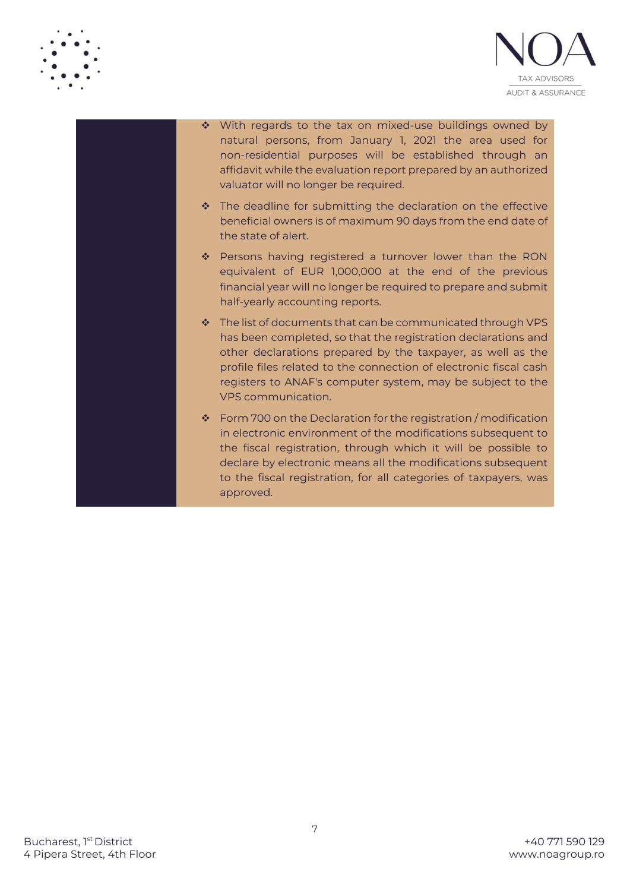- With regards to the tax on mixed-use buildings owned by natural persons, from January 1, 2021 the area used for non-residential purposes will be established through an affidavit while the evaluation report prepared by an authorized valuator will no longer be required.
- The deadline for submitting the declaration on the effective beneficial owners is of maximum 90 days from the end date of the state of alert.
- Persons having registered a turnover lower than the RON equivalent of EUR 1,000,000 at the end of the previous financial year will no longer be required to prepare and submit half-yearly accounting reports.
- The list of documents that can be communicated through VPS has been completed, so that the registration declarations and other declarations prepared by the taxpayer, as well as the profile files related to the connection of electronic fiscal cash registers to ANAF's computer system, may be subject to the VPS communication.
- Form 700 on the Declaration for the registration / modification in electronic environment of the modifications subsequent to the fiscal registration, through which it will be possible to declare by electronic means all the modifications subsequent to the fiscal registration, for all categories of taxpayers, was approved.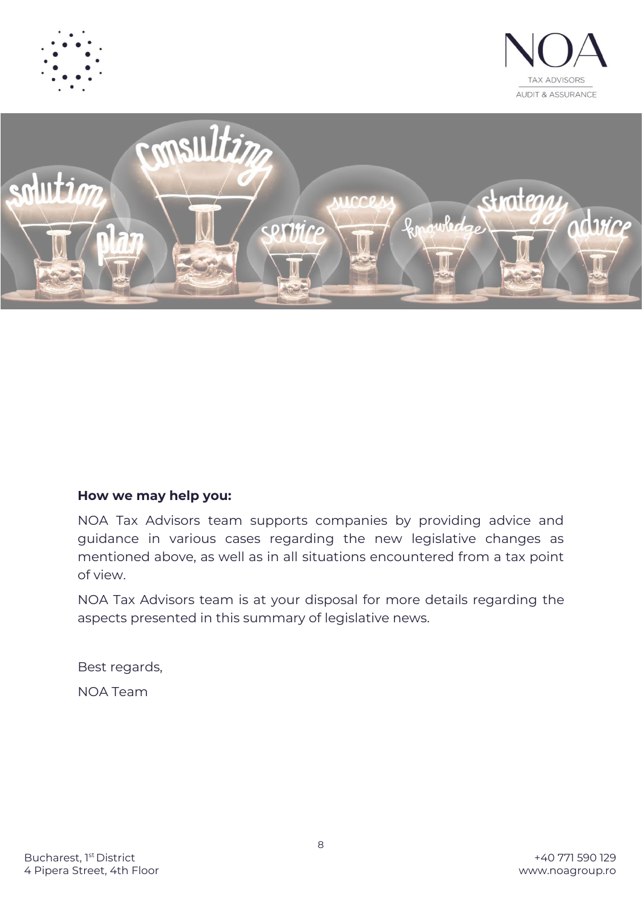**How we may help you:**

NOA Tax Advisors team supports companies by providing advice and guidance in various cases regarding the new legislative changes as mentioned above, as well as in all situations encountered from a tax point of view.

NOA Tax Advisors team is at your disposal for more details regarding the aspects presented in this summary of legislative news.

Best regards,

NOA Team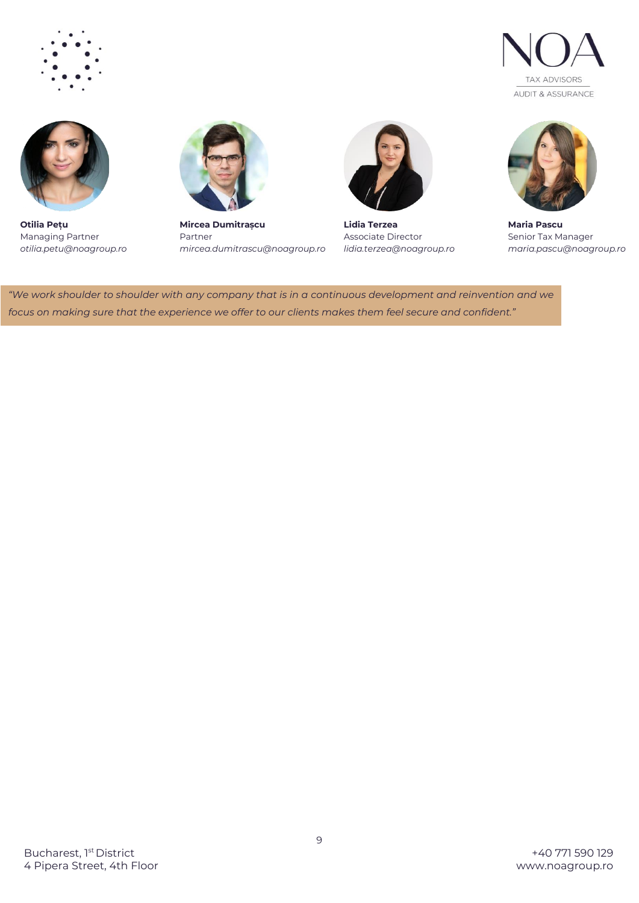NOA

TAX ADVISORS

AUDIT & ASSURANCE

**Otilia Pețu**
Managing Partner
*otilia.petu@noagroup.ro*

**Mircea Dumitrașcu**
Partner
*mircea.dumitrascu@noagroup.ro*

**Lidia Terzea**
Associate Director
*lidia.terzea@noagroup.ro*

**Maria Pascu**
Senior Tax Manager
*maria.pascu@noagroup.ro*

*"We work shoulder to shoulder with any company that is in a continuous development and reinvention and we focus on making sure that the experience we offer to our clients makes them feel secure and confident."*

Bucharest, 1st District
4 Pipera Street, 4th Floor

+40 771 590 129
www.noagroup.ro